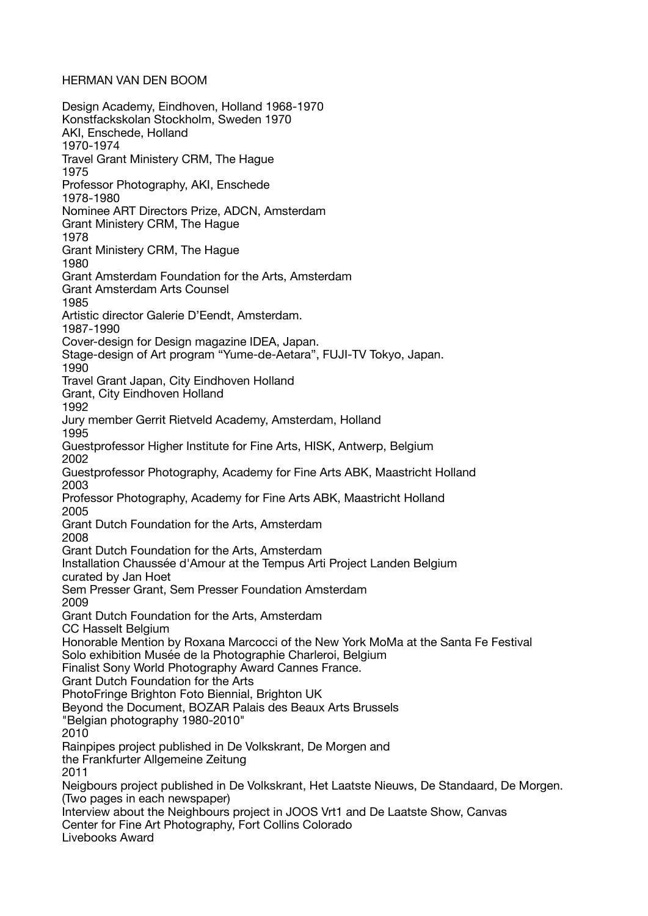# HERMAN VAN DEN BOOM

Design Academy, Eindhoven, Holland 1968-1970  
Konstfackskolan Stockholm, Sweden 1970  
AKI, Enschede, Holland  
1970-1974  
Travel Grant Ministery CRM, The Hague  
1975  
Professor Photography, AKI, Enschede  
1978-1980  
Nominee ART Directors Prize, ADCN, Amsterdam  
Grant Ministery CRM, The Hague  
1978  
Grant Ministery CRM, The Hague  
1980  
Grant Amsterdam Foundation for the Arts, Amsterdam  
Grant Amsterdam Arts Counsel  
1985  
Artistic director Galerie D'Eendt, Amsterdam.  
1987-1990  
Cover-design for Design magazine IDEA, Japan.  
Stage-design of Art program "Yume-de-Aetara", FUJI-TV Tokyo, Japan.  
1990  
Travel Grant Japan, City Eindhoven Holland  
Grant, City Eindhoven Holland  
1992  
Jury member Gerrit Rietveld Academy, Amsterdam, Holland  
1995  
Guestprofessor Higher Institute for Fine Arts, HISK, Antwerp, Belgium  
2002  
Guestprofessor Photography, Academy for Fine Arts ABK, Maastricht Holland  
2003  
Professor Photography, Academy for Fine Arts ABK, Maastricht Holland  
2005  
Grant Dutch Foundation for the Arts, Amsterdam  
2008  
Grant Dutch Foundation for the Arts, Amsterdam  
Installation Chaussée d'Amour at the Tempus Arti Project Landen Belgium  
curated by Jan Hoet  
Sem Presser Grant, Sem Presser Foundation Amsterdam  
2009  
Grant Dutch Foundation for the Arts, Amsterdam  
CC Hasselt Belgium  
Honorable Mention by Roxana Marcocci of the New York MoMa at the Santa Fe Festival  
Solo exhibition Musée de la Photographie Charleroi, Belgium  
Finalist Sony World Photography Award Cannes France.  
Grant Dutch Foundation for the Arts  
PhotoFringe Brighton Foto Biennial, Brighton UK  
Beyond the Document, BOZAR Palais des Beaux Arts Brussels  
"Belgian photography 1980-2010"  
2010  
Rainpipes project published in De Volkskrant, De Morgen and  
the Frankfurter Allgemeine Zeitung  
2011  
Neigbours project published in De Volkskrant, Het Laatste Nieuws, De Standaard, De Morgen.  
(Two pages in each newspaper)  
Interview about the Neighbours project in JOOS Vrt1 and De Laatste Show, Canvas  
Center for Fine Art Photography, Fort Collins Colorado  
Livebooks Award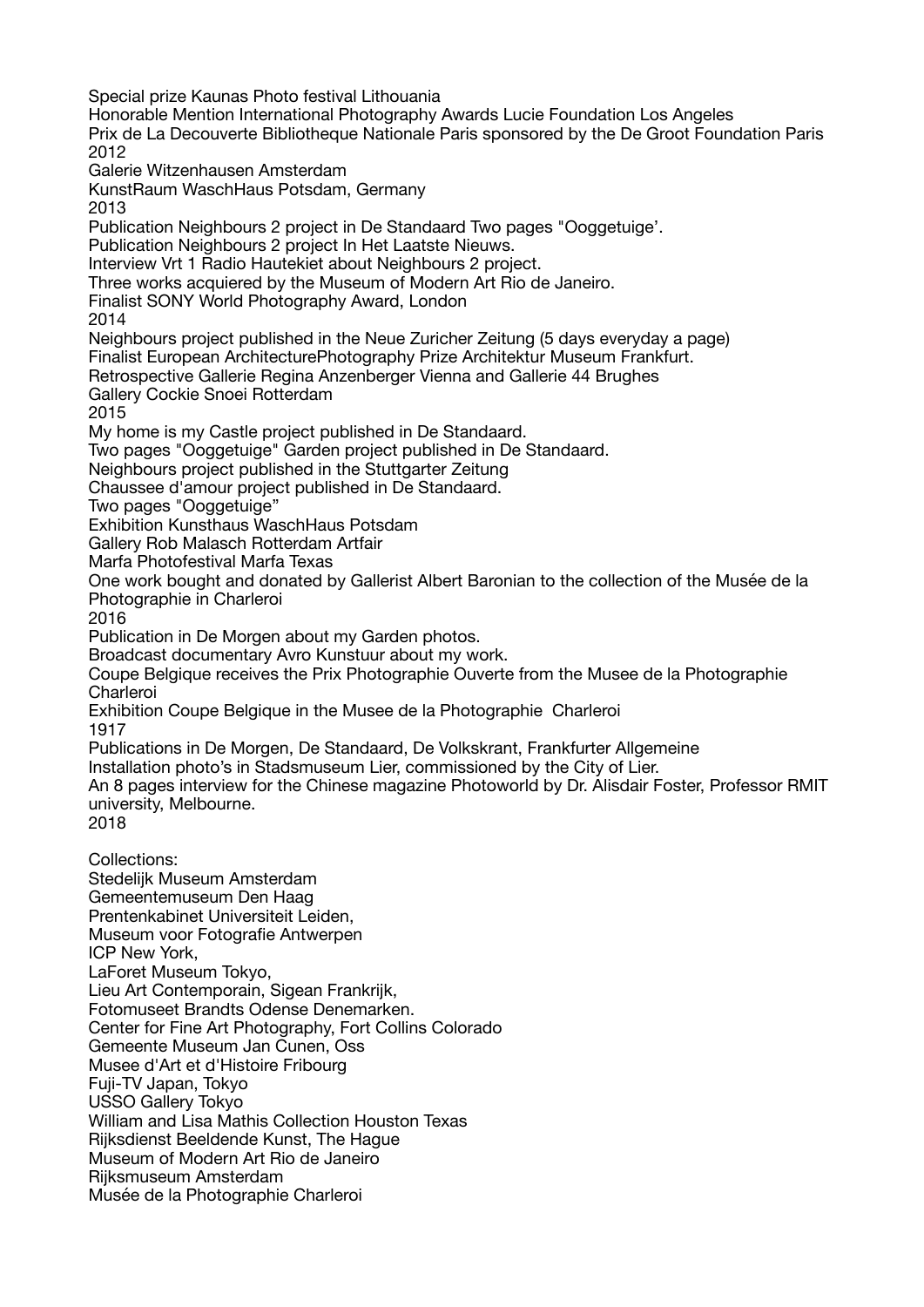Special prize Kaunas Photo festival Lithouania
Honorable Mention International Photography Awards Lucie Foundation Los Angeles
Prix de La Decouverte Bibliotheque Nationale Paris sponsored by the De Groot Foundation Paris
2012
Galerie Witzenhausen Amsterdam
KunstRaum WaschHaus Potsdam, Germany
2013
Publication Neighbours 2 project in De Standaard Two pages "Ooggetuige'.
Publication Neighbours 2 project In Het Laatste Nieuws.
Interview Vrt 1 Radio Hautekiet about Neighbours 2 project.
Three works acquiered by the Museum of Modern Art Rio de Janeiro.
Finalist SONY World Photography Award, London
2014
Neighbours project published in the Neue Zuricher Zeitung (5 days everyday a page)
Finalist European ArchitecturePhotography Prize Architektur Museum Frankfurt.
Retrospective Gallerie Regina Anzenberger Vienna and Gallerie 44 Brughes
Gallery Cockie Snoei Rotterdam
2015
My home is my Castle project published in De Standaard.
Two pages "Ooggetuige" Garden project published in De Standaard.
Neighbours project published in the Stuttgarter Zeitung
Chaussee d'amour project published in De Standaard.
Two pages "Ooggetuige"
Exhibition Kunsthaus WaschHaus Potsdam
Gallery Rob Malasch Rotterdam Artfair
Marfa Photofestival Marfa Texas
One work bought and donated by Gallerist Albert Baronian to the collection of the Musée de la Photographie in Charleroi
2016
Publication in De Morgen about my Garden photos.
Broadcast documentary Avro Kunstuur about my work.
Coupe Belgique receives the Prix Photographie Ouverte from the Musee de la Photographie Charleroi
Exhibition Coupe Belgique in the Musee de la Photographie Charleroi
1917
Publications in De Morgen, De Standaard, De Volkskrant, Frankfurter Allgemeine
Installation photo's in Stadsmuseum Lier, commissioned by the City of Lier.
An 8 pages interview for the Chinese magazine Photoworld by Dr. Alisdair Foster, Professor RMIT university, Melbourne.
2018

Collections:
Stedelijk Museum Amsterdam
Gemeentemuseum Den Haag
Prentenkabinet Universiteit Leiden,
Museum voor Fotografie Antwerpen
ICP New York,
LaForet Museum Tokyo,
Lieu Art Contemporain, Sigean Frankrijk,
Fotomuseet Brandts Odense Denemarken.
Center for Fine Art Photography, Fort Collins Colorado
Gemeente Museum Jan Cunen, Oss
Musee d'Art et d'Histoire Fribourg
Fuji-TV Japan, Tokyo
USSO Gallery Tokyo
William and Lisa Mathis Collection Houston Texas
Rijksdienst Beeldende Kunst, The Hague
Museum of Modern Art Rio de Janeiro
Rijksmuseum Amsterdam
Musée de la Photographie Charleroi